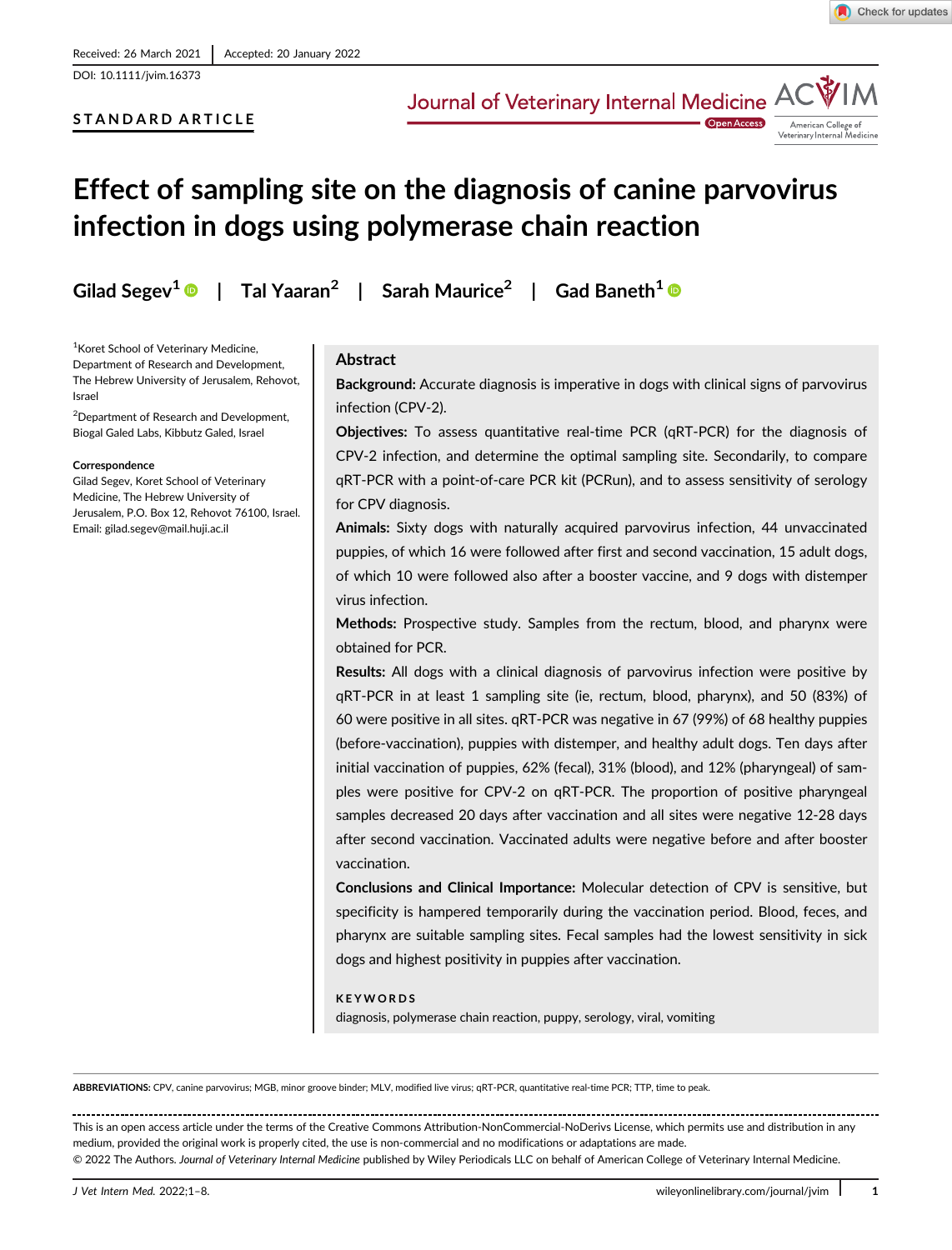Received: 26 March 2021 | Accepted: 20 January 2022

DOI: 10.1111/jvim.16373

**STANDARD ARTICLE**

# Effect of sampling site on the diagnosis of canine parvovirus infection in dogs using polymerase chain reaction

**Gilad Segev**[1] | **Tal Yaaran**[2] | **Sarah Maurice**[2] | **Gad Baneth**[1]

[1]Koret School of Veterinary Medicine, Department of Research and Development, The Hebrew University of Jerusalem, Rehovot, Israel

[2]Department of Research and Development, Biogal Galed Labs, Kibbutz Galed, Israel

**Correspondence**
Gilad Segev, Koret School of Veterinary Medicine, The Hebrew University of Jerusalem, P.O. Box 12, Rehovot 76100, Israel.
Email: gilad.segev@mail.huji.ac.il

## Abstract

**Background:** Accurate diagnosis is imperative in dogs with clinical signs of parvovirus infection (CPV-2).

**Objectives:** To assess quantitative real-time PCR (qRT-PCR) for the diagnosis of CPV-2 infection, and determine the optimal sampling site. Secondarily, to compare qRT-PCR with a point-of-care PCR kit (PCRun), and to assess sensitivity of serology for CPV diagnosis.

**Animals:** Sixty dogs with naturally acquired parvovirus infection, 44 unvaccinated puppies, of which 16 were followed after first and second vaccination, 15 adult dogs, of which 10 were followed also after a booster vaccine, and 9 dogs with distemper virus infection.

**Methods:** Prospective study. Samples from the rectum, blood, and pharynx were obtained for PCR.

**Results:** All dogs with a clinical diagnosis of parvovirus infection were positive by qRT-PCR in at least 1 sampling site (ie, rectum, blood, pharynx), and 50 (83%) of 60 were positive in all sites. qRT-PCR was negative in 67 (99%) of 68 healthy puppies (before-vaccination), puppies with distemper, and healthy adult dogs. Ten days after initial vaccination of puppies, 62% (fecal), 31% (blood), and 12% (pharyngeal) of samples were positive for CPV-2 on qRT-PCR. The proportion of positive pharyngeal samples decreased 20 days after vaccination and all sites were negative 12-28 days after second vaccination. Vaccinated adults were negative before and after booster vaccination.

**Conclusions and Clinical Importance:** Molecular detection of CPV is sensitive, but specificity is hampered temporarily during the vaccination period. Blood, feces, and pharynx are suitable sampling sites. Fecal samples had the lowest sensitivity in sick dogs and highest positivity in puppies after vaccination.

**KEYWORDS**

diagnosis, polymerase chain reaction, puppy, serology, viral, vomiting

---

**ABBREVIATIONS:** CPV, canine parvovirus; MGB, minor groove binder; MLV, modified live virus; qRT-PCR, quantitative real-time PCR; TTP, time to peak.

This is an open access article under the terms of the Creative Commons Attribution-NonCommercial-NoDerivs License, which permits use and distribution in any medium, provided the original work is properly cited, the use is non-commercial and no modifications or adaptations are made.
© 2022 The Authors. *Journal of Veterinary Internal Medicine* published by Wiley Periodicals LLC on behalf of American College of Veterinary Internal Medicine.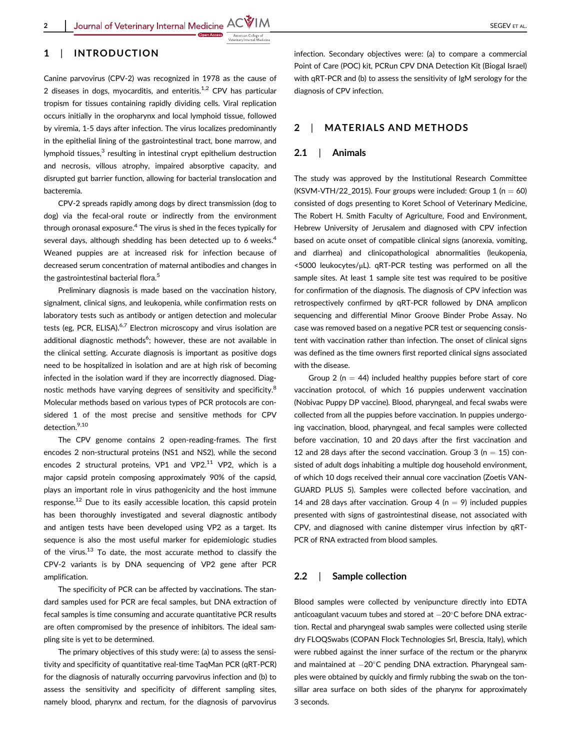## 1 | INTRODUCTION

Canine parvovirus (CPV-2) was recognized in 1978 as the cause of 2 diseases in dogs, myocarditis, and enteritis.[1,2] CPV has particular tropism for tissues containing rapidly dividing cells. Viral replication occurs initially in the oropharynx and local lymphoid tissue, followed by viremia, 1-5 days after infection. The virus localizes predominantly in the epithelial lining of the gastrointestinal tract, bone marrow, and lymphoid tissues,[3] resulting in intestinal crypt epithelium destruction and necrosis, villous atrophy, impaired absorptive capacity, and disrupted gut barrier function, allowing for bacterial translocation and bacteremia.

CPV-2 spreads rapidly among dogs by direct transmission (dog to dog) via the fecal-oral route or indirectly from the environment through oronasal exposure.[4] The virus is shed in the feces typically for several days, although shedding has been detected up to 6 weeks.[4] Weaned puppies are at increased risk for infection because of decreased serum concentration of maternal antibodies and changes in the gastrointestinal bacterial flora.[5]

Preliminary diagnosis is made based on the vaccination history, signalment, clinical signs, and leukopenia, while confirmation rests on laboratory tests such as antibody or antigen detection and molecular tests (eg, PCR, ELISA).[6,7] Electron microscopy and virus isolation are additional diagnostic methods[6]; however, these are not available in the clinical setting. Accurate diagnosis is important as positive dogs need to be hospitalized in isolation and are at high risk of becoming infected in the isolation ward if they are incorrectly diagnosed. Diagnostic methods have varying degrees of sensitivity and specificity.[8] Molecular methods based on various types of PCR protocols are considered 1 of the most precise and sensitive methods for CPV detection.[9,10]

The CPV genome contains 2 open-reading-frames. The first encodes 2 non-structural proteins (NS1 and NS2), while the second encodes 2 structural proteins, VP1 and VP2.[11] VP2, which is a major capsid protein composing approximately 90% of the capsid, plays an important role in virus pathogenicity and the host immune response.[12] Due to its easily accessible location, this capsid protein has been thoroughly investigated and several diagnostic antibody and antigen tests have been developed using VP2 as a target. Its sequence is also the most useful marker for epidemiologic studies of the virus.[13] To date, the most accurate method to classify the CPV-2 variants is by DNA sequencing of VP2 gene after PCR amplification.

The specificity of PCR can be affected by vaccinations. The standard samples used for PCR are fecal samples, but DNA extraction of fecal samples is time consuming and accurate quantitative PCR results are often compromised by the presence of inhibitors. The ideal sampling site is yet to be determined.

The primary objectives of this study were: (a) to assess the sensitivity and specificity of quantitative real-time TaqMan PCR (qRT-PCR) for the diagnosis of naturally occurring parvovirus infection and (b) to assess the sensitivity and specificity of different sampling sites, namely blood, pharynx and rectum, for the diagnosis of parvovirus infection. Secondary objectives were: (a) to compare a commercial Point of Care (POC) kit, PCRun CPV DNA Detection Kit (Biogal Israel) with qRT-PCR and (b) to assess the sensitivity of IgM serology for the diagnosis of CPV infection.

## 2 | MATERIALS AND METHODS

### 2.1 | Animals

The study was approved by the Institutional Research Committee (KSVM-VTH/22_2015). Four groups were included: Group 1 ($n = 60$) consisted of dogs presenting to Koret School of Veterinary Medicine, The Robert H. Smith Faculty of Agriculture, Food and Environment, Hebrew University of Jerusalem and diagnosed with CPV infection based on acute onset of compatible clinical signs (anorexia, vomiting, and diarrhea) and clinicopathological abnormalities (leukopenia, <5000 leukocytes/μL). qRT-PCR testing was performed on all the sample sites. At least 1 sample site test was required to be positive for confirmation of the diagnosis. The diagnosis of CPV infection was retrospectively confirmed by qRT-PCR followed by DNA amplicon sequencing and differential Minor Groove Binder Probe Assay. No case was removed based on a negative PCR test or sequencing consistent with vaccination rather than infection. The onset of clinical signs was defined as the time owners first reported clinical signs associated with the disease.

Group 2 ($n = 44$) included healthy puppies before start of core vaccination protocol, of which 16 puppies underwent vaccination (Nobivac Puppy DP vaccine). Blood, pharyngeal, and fecal swabs were collected from all the puppies before vaccination. In puppies undergoing vaccination, blood, pharyngeal, and fecal samples were collected before vaccination, 10 and 20 days after the first vaccination and 12 and 28 days after the second vaccination. Group 3 ($n = 15$) consisted of adult dogs inhabiting a multiple dog household environment, of which 10 dogs received their annual core vaccination (Zoetis VANGUARD PLUS 5). Samples were collected before vaccination, and 14 and 28 days after vaccination. Group 4 ($n = 9$) included puppies presented with signs of gastrointestinal disease, not associated with CPV, and diagnosed with canine distemper virus infection by qRT-PCR of RNA extracted from blood samples.

### 2.2 | Sample collection

Blood samples were collected by venipuncture directly into EDTA anticoagulant vacuum tubes and stored at −20°C before DNA extraction. Rectal and pharyngeal swab samples were collected using sterile dry FLOQSwabs (COPAN Flock Technologies Srl, Brescia, Italy), which were rubbed against the inner surface of the rectum or the pharynx and maintained at −20°C pending DNA extraction. Pharyngeal samples were obtained by quickly and firmly rubbing the swab on the tonsillar area surface on both sides of the pharynx for approximately 3 seconds.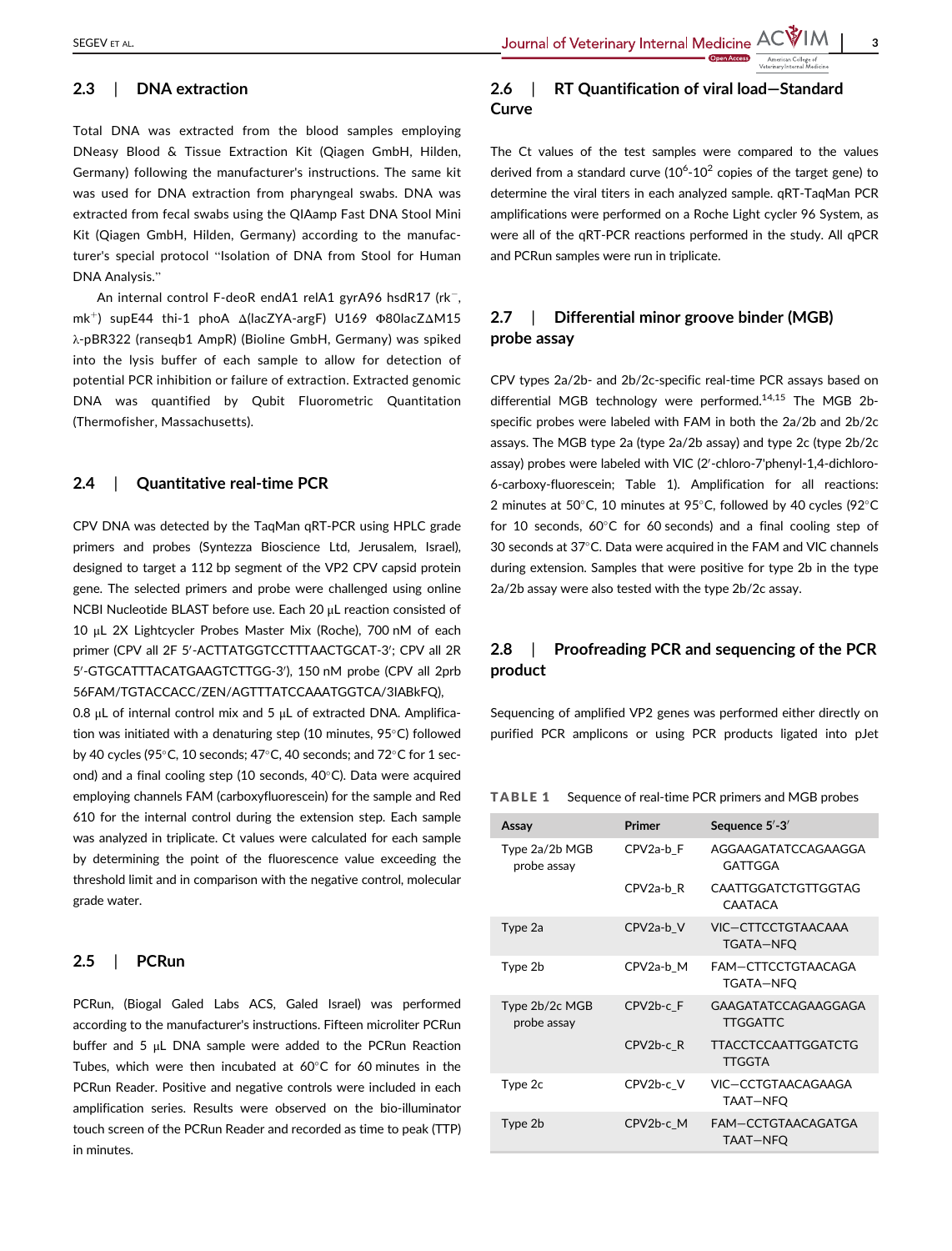## 2.3 | DNA extraction

Total DNA was extracted from the blood samples employing DNeasy Blood & Tissue Extraction Kit (Qiagen GmbH, Hilden, Germany) following the manufacturer's instructions. The same kit was used for DNA extraction from pharyngeal swabs. DNA was extracted from fecal swabs using the QIAamp Fast DNA Stool Mini Kit (Qiagen GmbH, Hilden, Germany) according to the manufacturer's special protocol "Isolation of DNA from Stool for Human DNA Analysis."

An internal control F-deoR endA1 relA1 gyrA96 hsdR17 (rk$^-$, mk$^+$) supE44 thi-1 phoA Δ(lacZYA-argF) U169 Φ80lacZΔM15 λ-pBR322 (ranseqb1 AmpR) (Bioline GmbH, Germany) was spiked into the lysis buffer of each sample to allow for detection of potential PCR inhibition or failure of extraction. Extracted genomic DNA was quantified by Qubit Fluorometric Quantitation (Thermofisher, Massachusetts).

## 2.4 | Quantitative real-time PCR

CPV DNA was detected by the TaqMan qRT-PCR using HPLC grade primers and probes (Syntezza Bioscience Ltd, Jerusalem, Israel), designed to target a 112 bp segment of the VP2 CPV capsid protein gene. The selected primers and probe were challenged using online NCBI Nucleotide BLAST before use. Each 20 μL reaction consisted of 10 μL 2X Lightcycler Probes Master Mix (Roche), 700 nM of each primer (CPV all 2F 5′-ACTTATGGTCCTTTAACTGCAT-3′; CPV all 2R 5′-GTGCATTTACATGAAGTCTTGG-3′), 150 nM probe (CPV all 2prb 56FAM/TGTACCACC/ZEN/AGTTTATCCAAATGGTCA/3IABkFQ), 0.8 μL of internal control mix and 5 μL of extracted DNA. Amplification was initiated with a denaturing step (10 minutes, 95°C) followed by 40 cycles (95°C, 10 seconds; 47°C, 40 seconds; and 72°C for 1 second) and a final cooling step (10 seconds, 40°C). Data were acquired employing channels FAM (carboxyfluorescein) for the sample and Red 610 for the internal control during the extension step. Each sample was analyzed in triplicate. Ct values were calculated for each sample by determining the point of the fluorescence value exceeding the threshold limit and in comparison with the negative control, molecular grade water.

## 2.5 | PCRun

PCRun, (Biogal Galed Labs ACS, Galed Israel) was performed according to the manufacturer's instructions. Fifteen microliter PCRun buffer and 5 μL DNA sample were added to the PCRun Reaction Tubes, which were then incubated at 60°C for 60 minutes in the PCRun Reader. Positive and negative controls were included in each amplification series. Results were observed on the bio-illuminator touch screen of the PCRun Reader and recorded as time to peak (TTP) in minutes.

## 2.6 | RT Quantification of viral load—Standard Curve

The Ct values of the test samples were compared to the values derived from a standard curve ($10^6$-$10^2$ copies of the target gene) to determine the viral titers in each analyzed sample. qRT-TaqMan PCR amplifications were performed on a Roche Light cycler 96 System, as were all of the qRT-PCR reactions performed in the study. All qPCR and PCRun samples were run in triplicate.

## 2.7 | Differential minor groove binder (MGB) probe assay

CPV types 2a/2b- and 2b/2c-specific real-time PCR assays based on differential MGB technology were performed.[14,15] The MGB 2b-specific probes were labeled with FAM in both the 2a/2b and 2b/2c assays. The MGB type 2a (type 2a/2b assay) and type 2c (type 2b/2c assay) probes were labeled with VIC (2′-chloro-7′phenyl-1,4-dichloro-6-carboxy-fluorescein; Table 1). Amplification for all reactions: 2 minutes at 50°C, 10 minutes at 95°C, followed by 40 cycles (92°C for 10 seconds, 60°C for 60 seconds) and a final cooling step of 30 seconds at 37°C. Data were acquired in the FAM and VIC channels during extension. Samples that were positive for type 2b in the type 2a/2b assay were also tested with the type 2b/2c assay.

## 2.8 | Proofreading PCR and sequencing of the PCR product

Sequencing of amplified VP2 genes was performed either directly on purified PCR amplicons or using PCR products ligated into pJet

**TABLE 1** Sequence of real-time PCR primers and MGB probes

| Assay | Primer | Sequence 5′-3′ |
|---|---|---|
| Type 2a/2b MGB probe assay | CPV2a-b_F | AGGAAGATATCCAGAAGGA GATTGGA |
| | CPV2a-b_R | CAATTGGATCTGTTGGTAG CAATACA |
| Type 2a | CPV2a-b_V | VIC—CTTCCTGTAACAAA TGATA—NFQ |
| Type 2b | CPV2a-b_M | FAM—CTTCCTGTAACAGA TGATA—NFQ |
| Type 2b/2c MGB probe assay | CPV2b-c_F | GAAGATATCCAGAAGGAGA TTGGATTC |
| | CPV2b-c_R | TTACCTCCAATTGGATCTG TTGGTA |
| Type 2c | CPV2b-c_V | VIC—CCTGTAACAGAAGA TAAT—NFQ |
| Type 2b | CPV2b-c_M | FAM—CCTGTAACAGATGA TAAT—NFQ |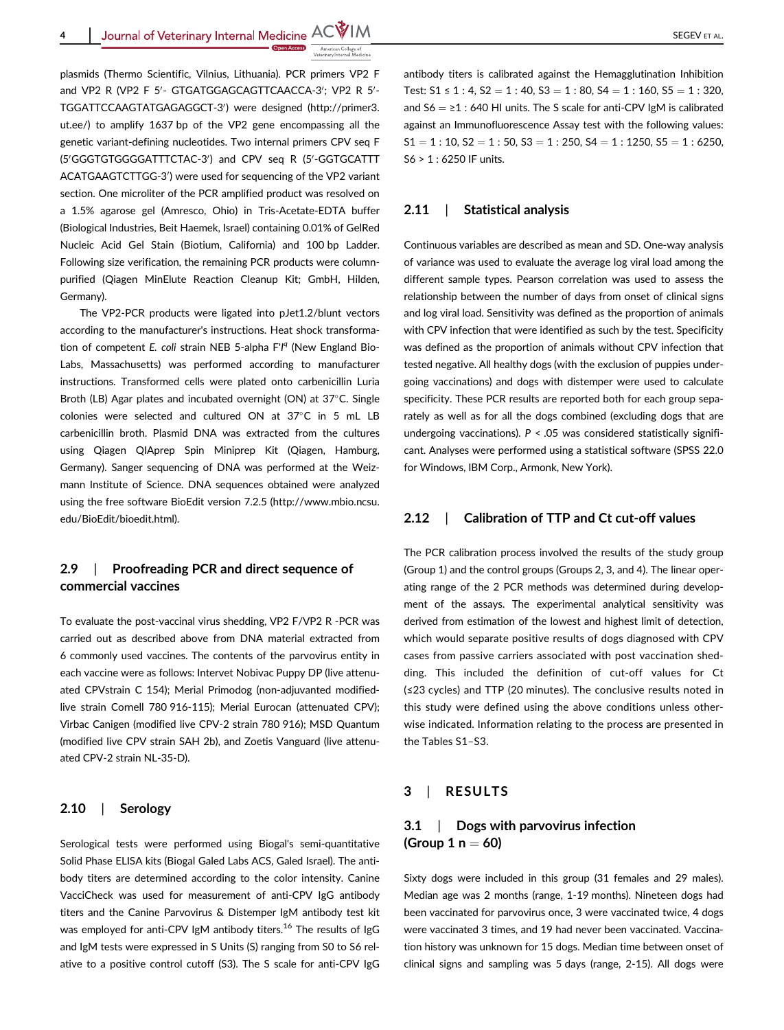plasmids (Thermo Scientific, Vilnius, Lithuania). PCR primers VP2 F and VP2 R (VP2 F 5′- GTGATGGAGCAGTTCAACCA-3′; VP2 R 5′-TGGATTCCAAGTATGAGAGGCT-3′) were designed (http://primer3.ut.ee/) to amplify 1637 bp of the VP2 gene encompassing all the genetic variant-defining nucleotides. Two internal primers CPV seq F (5′GGGTGTGGGGATTTCTAC-3′) and CPV seq R (5′-GGTGCATTTACATGAAGTCTTGG-3′) were used for sequencing of the VP2 variant section. One microliter of the PCR amplified product was resolved on a 1.5% agarose gel (Amresco, Ohio) in Tris-Acetate-EDTA buffer (Biological Industries, Beit Haemek, Israel) containing 0.01% of GelRed Nucleic Acid Gel Stain (Biotium, California) and 100 bp Ladder. Following size verification, the remaining PCR products were column-purified (Qiagen MinElute Reaction Cleanup Kit; GmbH, Hilden, Germany).

The VP2-PCR products were ligated into pJet1.2/blunt vectors according to the manufacturer's instructions. Heat shock transformation of competent *E. coli* strain NEB 5-alpha F′I$^q$ (New England BioLabs, Massachusetts) was performed according to manufacturer instructions. Transformed cells were plated onto carbenicillin Luria Broth (LB) Agar plates and incubated overnight (ON) at 37°C. Single colonies were selected and cultured ON at 37°C in 5 mL LB carbenicillin broth. Plasmid DNA was extracted from the cultures using Qiagen QIAprep Spin Miniprep Kit (Qiagen, Hamburg, Germany). Sanger sequencing of DNA was performed at the Weizmann Institute of Science. DNA sequences obtained were analyzed using the free software BioEdit version 7.2.5 (http://www.mbio.ncsu.edu/BioEdit/bioedit.html).

### 2.9 | Proofreading PCR and direct sequence of commercial vaccines

To evaluate the post-vaccinal virus shedding, VP2 F/VP2 R -PCR was carried out as described above from DNA material extracted from 6 commonly used vaccines. The contents of the parvovirus entity in each vaccine were as follows: Intervet Nobivac Puppy DP (live attenuated CPVstrain C 154); Merial Primodog (non-adjuvanted modified-live strain Cornell 780 916-115); Merial Eurocan (attenuated CPV); Virbac Canigen (modified live CPV-2 strain 780 916); MSD Quantum (modified live CPV strain SAH 2b), and Zoetis Vanguard (live attenuated CPV-2 strain NL-35-D).

### 2.10 | Serology

Serological tests were performed using Biogal's semi-quantitative Solid Phase ELISA kits (Biogal Galed Labs ACS, Galed Israel). The antibody titers are determined according to the color intensity. Canine VacciCheck was used for measurement of anti-CPV IgG antibody titers and the Canine Parvovirus & Distemper IgM antibody test kit was employed for anti-CPV IgM antibody titers.[16] The results of IgG and IgM tests were expressed in S Units (S) ranging from S0 to S6 relative to a positive control cutoff (S3). The S scale for anti-CPV IgG antibody titers is calibrated against the Hemagglutination Inhibition Test: S1 ≤ 1 : 4, S2 = 1 : 40, S3 = 1 : 80, S4 = 1 : 160, S5 = 1 : 320, and S6 = ≥1 : 640 HI units. The S scale for anti-CPV IgM is calibrated against an Immunofluorescence Assay test with the following values: S1 = 1 : 10, S2 = 1 : 50, S3 = 1 : 250, S4 = 1 : 1250, S5 = 1 : 6250, S6 > 1 : 6250 IF units.

### 2.11 | Statistical analysis

Continuous variables are described as mean and SD. One-way analysis of variance was used to evaluate the average log viral load among the different sample types. Pearson correlation was used to assess the relationship between the number of days from onset of clinical signs and log viral load. Sensitivity was defined as the proportion of animals with CPV infection that were identified as such by the test. Specificity was defined as the proportion of animals without CPV infection that tested negative. All healthy dogs (with the exclusion of puppies undergoing vaccinations) and dogs with distemper were used to calculate specificity. These PCR results are reported both for each group separately as well as for all the dogs combined (excluding dogs that are undergoing vaccinations). $P < .05$ was considered statistically significant. Analyses were performed using a statistical software (SPSS 22.0 for Windows, IBM Corp., Armonk, New York).

### 2.12 | Calibration of TTP and Ct cut-off values

The PCR calibration process involved the results of the study group (Group 1) and the control groups (Groups 2, 3, and 4). The linear operating range of the 2 PCR methods was determined during development of the assays. The experimental analytical sensitivity was derived from estimation of the lowest and highest limit of detection, which would separate positive results of dogs diagnosed with CPV cases from passive carriers associated with post vaccination shedding. This included the definition of cut-off values for Ct (≤23 cycles) and TTP (20 minutes). The conclusive results noted in this study were defined using the above conditions unless otherwise indicated. Information relating to the process are presented in the Tables S1–S3.

## 3 | RESULTS

### 3.1 | Dogs with parvovirus infection (Group 1 n = 60)

Sixty dogs were included in this group (31 females and 29 males). Median age was 2 months (range, 1-19 months). Nineteen dogs had been vaccinated for parvovirus once, 3 were vaccinated twice, 4 dogs were vaccinated 3 times, and 19 had never been vaccinated. Vaccination history was unknown for 15 dogs. Median time between onset of clinical signs and sampling was 5 days (range, 2-15). All dogs were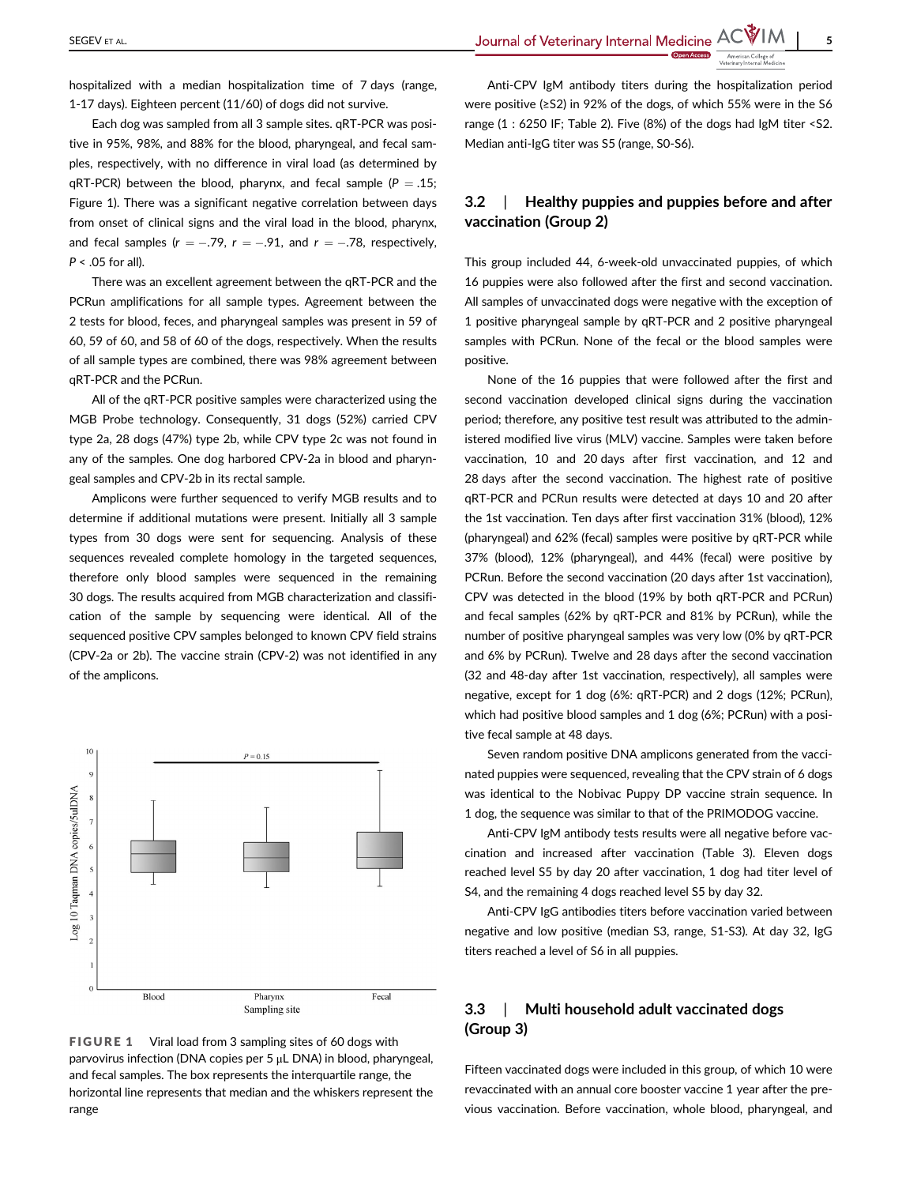hospitalized with a median hospitalization time of 7 days (range, 1-17 days). Eighteen percent (11/60) of dogs did not survive.

Each dog was sampled from all 3 sample sites. qRT-PCR was positive in 95%, 98%, and 88% for the blood, pharyngeal, and fecal samples, respectively, with no difference in viral load (as determined by qRT-PCR) between the blood, pharynx, and fecal sample ($P = .15$; Figure 1). There was a significant negative correlation between days from onset of clinical signs and the viral load in the blood, pharynx, and fecal samples ($r = -.79$, $r = -.91$, and $r = -.78$, respectively, $P < .05$ for all).

There was an excellent agreement between the qRT-PCR and the PCRun amplifications for all sample types. Agreement between the 2 tests for blood, feces, and pharyngeal samples was present in 59 of 60, 59 of 60, and 58 of 60 of the dogs, respectively. When the results of all sample types are combined, there was 98% agreement between qRT-PCR and the PCRun.

All of the qRT-PCR positive samples were characterized using the MGB Probe technology. Consequently, 31 dogs (52%) carried CPV type 2a, 28 dogs (47%) type 2b, while CPV type 2c was not found in any of the samples. One dog harbored CPV-2a in blood and pharyngeal samples and CPV-2b in its rectal sample.

Amplicons were further sequenced to verify MGB results and to determine if additional mutations were present. Initially all 3 sample types from 30 dogs were sent for sequencing. Analysis of these sequences revealed complete homology in the targeted sequences, therefore only blood samples were sequenced in the remaining 30 dogs. The results acquired from MGB characterization and classification of the sample by sequencing were identical. All of the sequenced positive CPV samples belonged to known CPV field strains (CPV-2a or 2b). The vaccine strain (CPV-2) was not identified in any of the amplicons.

**FIGURE 1** Viral load from 3 sampling sites of 60 dogs with parvovirus infection (DNA copies per 5 μL DNA) in blood, pharyngeal, and fecal samples. The box represents the interquartile range, the horizontal line represents that median and the whiskers represent the range

Anti-CPV IgM antibody titers during the hospitalization period were positive (≥S2) in 92% of the dogs, of which 55% were in the S6 range (1 : 6250 IF; Table 2). Five (8%) of the dogs had IgM titer <S2. Median anti-IgG titer was S5 (range, S0-S6).

## 3.2 | Healthy puppies and puppies before and after vaccination (Group 2)

This group included 44, 6-week-old unvaccinated puppies, of which 16 puppies were also followed after the first and second vaccination. All samples of unvaccinated dogs were negative with the exception of 1 positive pharyngeal sample by qRT-PCR and 2 positive pharyngeal samples with PCRun. None of the fecal or the blood samples were positive.

None of the 16 puppies that were followed after the first and second vaccination developed clinical signs during the vaccination period; therefore, any positive test result was attributed to the administered modified live virus (MLV) vaccine. Samples were taken before vaccination, 10 and 20 days after first vaccination, and 12 and 28 days after the second vaccination. The highest rate of positive qRT-PCR and PCRun results were detected at days 10 and 20 after the 1st vaccination. Ten days after first vaccination 31% (blood), 12% (pharyngeal) and 62% (fecal) samples were positive by qRT-PCR while 37% (blood), 12% (pharyngeal), and 44% (fecal) were positive by PCRun. Before the second vaccination (20 days after 1st vaccination), CPV was detected in the blood (19% by both qRT-PCR and PCRun) and fecal samples (62% by qRT-PCR and 81% by PCRun), while the number of positive pharyngeal samples was very low (0% by qRT-PCR and 6% by PCRun). Twelve and 28 days after the second vaccination (32 and 48-day after 1st vaccination, respectively), all samples were negative, except for 1 dog (6%: qRT-PCR) and 2 dogs (12%; PCRun), which had positive blood samples and 1 dog (6%; PCRun) with a positive fecal sample at 48 days.

Seven random positive DNA amplicons generated from the vaccinated puppies were sequenced, revealing that the CPV strain of 6 dogs was identical to the Nobivac Puppy DP vaccine strain sequence. In 1 dog, the sequence was similar to that of the PRIMODOG vaccine.

Anti-CPV IgM antibody tests results were all negative before vaccination and increased after vaccination (Table 3). Eleven dogs reached level S5 by day 20 after vaccination, 1 dog had titer level of S4, and the remaining 4 dogs reached level S5 by day 32.

Anti-CPV IgG antibodies titers before vaccination varied between negative and low positive (median S3, range, S1-S3). At day 32, IgG titers reached a level of S6 in all puppies.

## 3.3 | Multi household adult vaccinated dogs (Group 3)

Fifteen vaccinated dogs were included in this group, of which 10 were revaccinated with an annual core booster vaccine 1 year after the previous vaccination. Before vaccination, whole blood, pharyngeal, and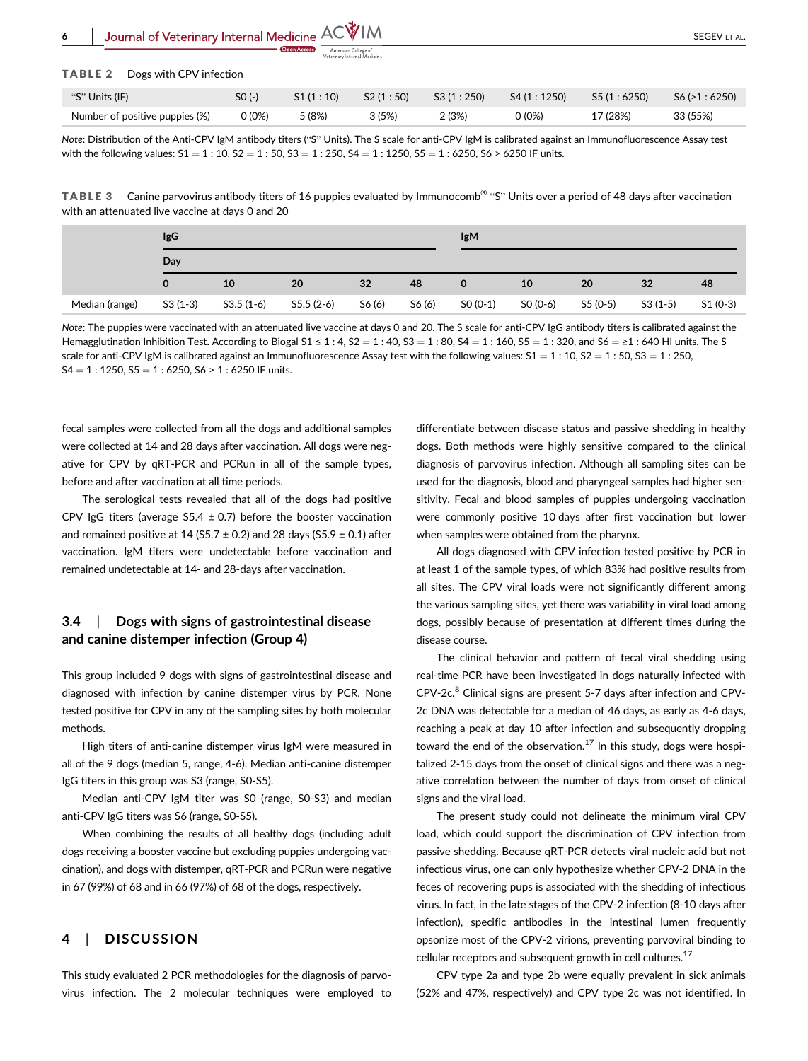**TABLE 2** Dogs with CPV infection

| "S" Units (IF) | S0 (-) | S1 (1 : 10) | S2 (1 : 50) | S3 (1 : 250) | S4 (1 : 1250) | S5 (1 : 6250) | S6 (>1 : 6250) |
|---|---|---|---|---|---|---|---|
| Number of positive puppies (%) | 0 (0%) | 5 (8%) | 3 (5%) | 2 (3%) | 0 (0%) | 17 (28%) | 33 (55%) |

*Note*: Distribution of the Anti-CPV IgM antibody titers ("S" Units). The S scale for anti-CPV IgM is calibrated against an Immunofluorescence Assay test with the following values: S1 = 1 : 10, S2 = 1 : 50, S3 = 1 : 250, S4 = 1 : 1250, S5 = 1 : 6250, S6 > 6250 IF units.

**TABLE 3** Canine parvovirus antibody titers of 16 puppies evaluated by Immunocomb® "S" Units over a period of 48 days after vaccination with an attenuated live vaccine at days 0 and 20

| | IgG | | | | | IgM | | | | |
|---|---|---|---|---|---|---|---|---|---|---|
| | Day | | | | | | | | | |
| | 0 | 10 | 20 | 32 | 48 | 0 | 10 | 20 | 32 | 48 |
| Median (range) | S3 (1-3) | S3.5 (1-6) | S5.5 (2-6) | S6 (6) | S6 (6) | S0 (0-1) | S0 (0-6) | S5 (0-5) | S3 (1-5) | S1 (0-3) |

*Note*: The puppies were vaccinated with an attenuated live vaccine at days 0 and 20. The S scale for anti-CPV IgG antibody titers is calibrated against the Hemagglutination Inhibition Test. According to Biogal S1 ≤ 1 : 4, S2 = 1 : 40, S3 = 1 : 80, S4 = 1 : 160, S5 = 1 : 320, and S6 = ≥1 : 640 HI units. The S scale for anti-CPV IgM is calibrated against an Immunofluorescence Assay test with the following values: S1 = 1 : 10, S2 = 1 : 50, S3 = 1 : 250, S4 = 1 : 1250, S5 = 1 : 6250, S6 > 1 : 6250 IF units.

fecal samples were collected from all the dogs and additional samples were collected at 14 and 28 days after vaccination. All dogs were negative for CPV by qRT-PCR and PCRun in all of the sample types, before and after vaccination at all time periods.

The serological tests revealed that all of the dogs had positive CPV IgG titers (average S5.4 ± 0.7) before the booster vaccination and remained positive at 14 (S5.7 ± 0.2) and 28 days (S5.9 ± 0.1) after vaccination. IgM titers were undetectable before vaccination and remained undetectable at 14- and 28-days after vaccination.

### 3.4 | Dogs with signs of gastrointestinal disease and canine distemper infection (Group 4)

This group included 9 dogs with signs of gastrointestinal disease and diagnosed with infection by canine distemper virus by PCR. None tested positive for CPV in any of the sampling sites by both molecular methods.

High titers of anti-canine distemper virus IgM were measured in all of the 9 dogs (median 5, range, 4-6). Median anti-canine distemper IgG titers in this group was S3 (range, S0-S5).

Median anti-CPV IgM titer was S0 (range, S0-S3) and median anti-CPV IgG titers was S6 (range, S0-S5).

When combining the results of all healthy dogs (including adult dogs receiving a booster vaccine but excluding puppies undergoing vaccination), and dogs with distemper, qRT-PCR and PCRun were negative in 67 (99%) of 68 and in 66 (97%) of 68 of the dogs, respectively.

## 4 | DISCUSSION

This study evaluated 2 PCR methodologies for the diagnosis of parvovirus infection. The 2 molecular techniques were employed to differentiate between disease status and passive shedding in healthy dogs. Both methods were highly sensitive compared to the clinical diagnosis of parvovirus infection. Although all sampling sites can be used for the diagnosis, fecal, blood and pharyngeal samples had higher sensitivity. Fecal and blood samples of puppies undergoing vaccination were commonly positive 10 days after first vaccination but lower when samples were obtained from the pharynx.

All dogs diagnosed with CPV infection tested positive by PCR in at least 1 of the sample types, of which 83% had positive results from all sites. The CPV viral loads were not significantly different among the various sampling sites, yet there was variability in viral load among dogs, possibly because of presentation at different times during the disease course.

The clinical behavior and pattern of fecal viral shedding using real-time PCR have been investigated in dogs naturally infected with CPV-2c.[8] Clinical signs are present 5-7 days after infection and CPV-2c DNA was detectable for a median of 46 days, as early as 4-6 days, reaching a peak at day 10 after infection and subsequently dropping toward the end of the observation.[17] In this study, dogs were hospitalized 2-15 days from the onset of clinical signs and there was a negative correlation between the number of days from onset of clinical signs and the viral load.

The present study could not delineate the minimum viral CPV load, which could support the discrimination of CPV infection from passive shedding. Because qRT-PCR detects viral nucleic acid but not infectious virus, one can only hypothesize whether CPV-2 DNA in the feces of recovering pups is associated with the shedding of infectious virus. In fact, in the late stages of the CPV-2 infection (8-10 days after infection), specific antibodies in the intestinal lumen frequently opsonize most of the CPV-2 virions, preventing parvoviral binding to cellular receptors and subsequent growth in cell cultures.[17]

CPV type 2a and type 2b were equally prevalent in sick animals (52% and 47%, respectively) and CPV type 2c was not identified. In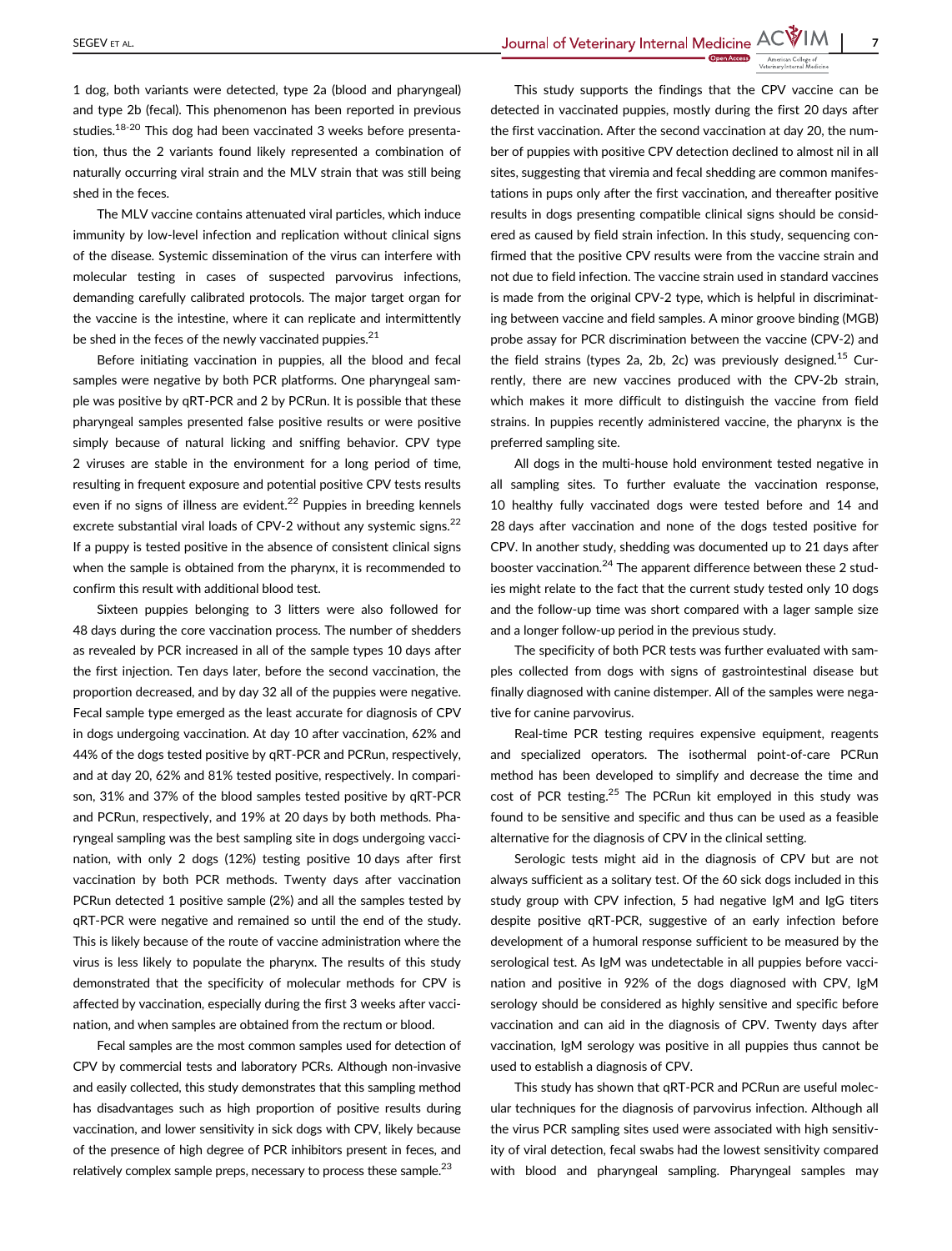1 dog, both variants were detected, type 2a (blood and pharyngeal) and type 2b (fecal). This phenomenon has been reported in previous studies.[18-20] This dog had been vaccinated 3 weeks before presentation, thus the 2 variants found likely represented a combination of naturally occurring viral strain and the MLV strain that was still being shed in the feces.

The MLV vaccine contains attenuated viral particles, which induce immunity by low-level infection and replication without clinical signs of the disease. Systemic dissemination of the virus can interfere with molecular testing in cases of suspected parvovirus infections, demanding carefully calibrated protocols. The major target organ for the vaccine is the intestine, where it can replicate and intermittently be shed in the feces of the newly vaccinated puppies.[21]

Before initiating vaccination in puppies, all the blood and fecal samples were negative by both PCR platforms. One pharyngeal sample was positive by qRT-PCR and 2 by PCRun. It is possible that these pharyngeal samples presented false positive results or were positive simply because of natural licking and sniffing behavior. CPV type 2 viruses are stable in the environment for a long period of time, resulting in frequent exposure and potential positive CPV tests results even if no signs of illness are evident.[22] Puppies in breeding kennels excrete substantial viral loads of CPV-2 without any systemic signs.[22] If a puppy is tested positive in the absence of consistent clinical signs when the sample is obtained from the pharynx, it is recommended to confirm this result with additional blood test.

Sixteen puppies belonging to 3 litters were also followed for 48 days during the core vaccination process. The number of shedders as revealed by PCR increased in all of the sample types 10 days after the first injection. Ten days later, before the second vaccination, the proportion decreased, and by day 32 all of the puppies were negative. Fecal sample type emerged as the least accurate for diagnosis of CPV in dogs undergoing vaccination. At day 10 after vaccination, 62% and 44% of the dogs tested positive by qRT-PCR and PCRun, respectively, and at day 20, 62% and 81% tested positive, respectively. In comparison, 31% and 37% of the blood samples tested positive by qRT-PCR and PCRun, respectively, and 19% at 20 days by both methods. Pharyngeal sampling was the best sampling site in dogs undergoing vaccination, with only 2 dogs (12%) testing positive 10 days after first vaccination by both PCR methods. Twenty days after vaccination PCRun detected 1 positive sample (2%) and all the samples tested by qRT-PCR were negative and remained so until the end of the study. This is likely because of the route of vaccine administration where the virus is less likely to populate the pharynx. The results of this study demonstrated that the specificity of molecular methods for CPV is affected by vaccination, especially during the first 3 weeks after vaccination, and when samples are obtained from the rectum or blood.

Fecal samples are the most common samples used for detection of CPV by commercial tests and laboratory PCRs. Although non-invasive and easily collected, this study demonstrates that this sampling method has disadvantages such as high proportion of positive results during vaccination, and lower sensitivity in sick dogs with CPV, likely because of the presence of high degree of PCR inhibitors present in feces, and relatively complex sample preps, necessary to process these sample.[23]

This study supports the findings that the CPV vaccine can be detected in vaccinated puppies, mostly during the first 20 days after the first vaccination. After the second vaccination at day 20, the number of puppies with positive CPV detection declined to almost nil in all sites, suggesting that viremia and fecal shedding are common manifestations in pups only after the first vaccination, and thereafter positive results in dogs presenting compatible clinical signs should be considered as caused by field strain infection. In this study, sequencing confirmed that the positive CPV results were from the vaccine strain and not due to field infection. The vaccine strain used in standard vaccines is made from the original CPV-2 type, which is helpful in discriminating between vaccine and field samples. A minor groove binding (MGB) probe assay for PCR discrimination between the vaccine (CPV-2) and the field strains (types 2a, 2b, 2c) was previously designed.[15] Currently, there are new vaccines produced with the CPV-2b strain, which makes it more difficult to distinguish the vaccine from field strains. In puppies recently administered vaccine, the pharynx is the preferred sampling site.

All dogs in the multi-house hold environment tested negative in all sampling sites. To further evaluate the vaccination response, 10 healthy fully vaccinated dogs were tested before and 14 and 28 days after vaccination and none of the dogs tested positive for CPV. In another study, shedding was documented up to 21 days after booster vaccination.[24] The apparent difference between these 2 studies might relate to the fact that the current study tested only 10 dogs and the follow-up time was short compared with a lager sample size and a longer follow-up period in the previous study.

The specificity of both PCR tests was further evaluated with samples collected from dogs with signs of gastrointestinal disease but finally diagnosed with canine distemper. All of the samples were negative for canine parvovirus.

Real-time PCR testing requires expensive equipment, reagents and specialized operators. The isothermal point-of-care PCRun method has been developed to simplify and decrease the time and cost of PCR testing.[25] The PCRun kit employed in this study was found to be sensitive and specific and thus can be used as a feasible alternative for the diagnosis of CPV in the clinical setting.

Serologic tests might aid in the diagnosis of CPV but are not always sufficient as a solitary test. Of the 60 sick dogs included in this study group with CPV infection, 5 had negative IgM and IgG titers despite positive qRT-PCR, suggestive of an early infection before development of a humoral response sufficient to be measured by the serological test. As IgM was undetectable in all puppies before vaccination and positive in 92% of the dogs diagnosed with CPV, IgM serology should be considered as highly sensitive and specific before vaccination and can aid in the diagnosis of CPV. Twenty days after vaccination, IgM serology was positive in all puppies thus cannot be used to establish a diagnosis of CPV.

This study has shown that qRT-PCR and PCRun are useful molecular techniques for the diagnosis of parvovirus infection. Although all the virus PCR sampling sites used were associated with high sensitivity of viral detection, fecal swabs had the lowest sensitivity compared with blood and pharyngeal sampling. Pharyngeal samples may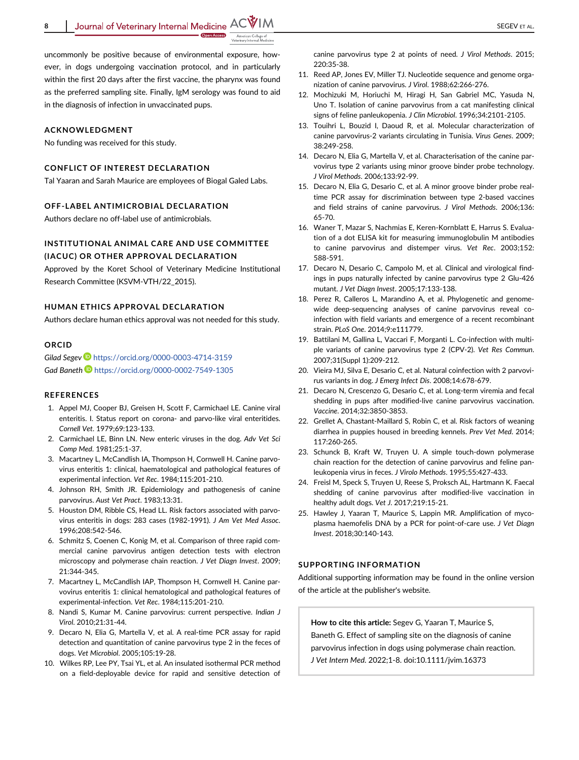uncommonly be positive because of environmental exposure, however, in dogs undergoing vaccination protocol, and in particularly within the first 20 days after the first vaccine, the pharynx was found as the preferred sampling site. Finally, IgM serology was found to aid in the diagnosis of infection in unvaccinated pups.

## ACKNOWLEDGMENT

No funding was received for this study.

## CONFLICT OF INTEREST DECLARATION

Tal Yaaran and Sarah Maurice are employees of Biogal Galed Labs.

## OFF-LABEL ANTIMICROBIAL DECLARATION

Authors declare no off-label use of antimicrobials.

## INSTITUTIONAL ANIMAL CARE AND USE COMMITTEE (IACUC) OR OTHER APPROVAL DECLARATION

Approved by the Koret School of Veterinary Medicine Institutional Research Committee (KSVM-VTH/22_2015).

## HUMAN ETHICS APPROVAL DECLARATION

Authors declare human ethics approval was not needed for this study.

## ORCID

*Gilad Segev* https://orcid.org/0000-0003-4714-3159
*Gad Baneth* https://orcid.org/0000-0002-7549-1305

## REFERENCES

1. Appel MJ, Cooper BJ, Greisen H, Scott F, Carmichael LE. Canine viral enteritis. I. Status report on corona- and parvo-like viral enteritides. *Cornell Vet*. 1979;69:123-133.
2. Carmichael LE, Binn LN. New enteric viruses in the dog. *Adv Vet Sci Comp Med*. 1981;25:1-37.
3. Macartney L, McCandlish IA, Thompson H, Cornwell H. Canine parvovirus enteritis 1: clinical, haematological and pathological features of experimental infection. *Vet Rec*. 1984;115:201-210.
4. Johnson RH, Smith JR. Epidemiology and pathogenesis of canine parvovirus. *Aust Vet Pract*. 1983;13:31.
5. Houston DM, Ribble CS, Head LL. Risk factors associated with parvovirus enteritis in dogs: 283 cases (1982-1991). *J Am Vet Med Assoc*. 1996;208:542-546.
6. Schmitz S, Coenen C, Konig M, et al. Comparison of three rapid commercial canine parvovirus antigen detection tests with electron microscopy and polymerase chain reaction. *J Vet Diagn Invest*. 2009; 21:344-345.
7. Macartney L, McCandlish IAP, Thompson H, Cornwell H. Canine parvovirus enteritis 1: clinical hematological and pathological features of experimental-infection. *Vet Rec*. 1984;115:201-210.
8. Nandi S, Kumar M. Canine parvovirus: current perspective. *Indian J Virol*. 2010;21:31-44.
9. Decaro N, Elia G, Martella V, et al. A real-time PCR assay for rapid detection and quantitation of canine parvovirus type 2 in the feces of dogs. *Vet Microbiol*. 2005;105:19-28.
10. Wilkes RP, Lee PY, Tsai YL, et al. An insulated isothermal PCR method on a field-deployable device for rapid and sensitive detection of canine parvovirus type 2 at points of need. *J Virol Methods*. 2015; 220:35-38.
11. Reed AP, Jones EV, Miller TJ. Nucleotide sequence and genome organization of canine parvovirus. *J Virol*. 1988;62:266-276.
12. Mochizuki M, Horiuchi M, Hiragi H, San Gabriel MC, Yasuda N, Uno T. Isolation of canine parvovirus from a cat manifesting clinical signs of feline panleukopenia. *J Clin Microbiol*. 1996;34:2101-2105.
13. Touihri L, Bouzid I, Daoud R, et al. Molecular characterization of canine parvovirus-2 variants circulating in Tunisia. *Virus Genes*. 2009; 38:249-258.
14. Decaro N, Elia G, Martella V, et al. Characterisation of the canine parvovirus type 2 variants using minor groove binder probe technology. *J Virol Methods*. 2006;133:92-99.
15. Decaro N, Elia G, Desario C, et al. A minor groove binder probe real-time PCR assay for discrimination between type 2-based vaccines and field strains of canine parvovirus. *J Virol Methods*. 2006;136: 65-70.
16. Waner T, Mazar S, Nachmias E, Keren-Kornblatt E, Harrus S. Evaluation of a dot ELISA kit for measuring immunoglobulin M antibodies to canine parvovirus and distemper virus. *Vet Rec*. 2003;152: 588-591.
17. Decaro N, Desario C, Campolo M, et al. Clinical and virological findings in pups naturally infected by canine parvovirus type 2 Glu-426 mutant. *J Vet Diagn Invest*. 2005;17:133-138.
18. Perez R, Calleros L, Marandino A, et al. Phylogenetic and genome-wide deep-sequencing analyses of canine parvovirus reveal co-infection with field variants and emergence of a recent recombinant strain. *PLoS One*. 2014;9:e111779.
19. Battilani M, Gallina L, Vaccari F, Morganti L. Co-infection with multiple variants of canine parvovirus type 2 (CPV-2). *Vet Res Commun*. 2007;31(Suppl 1):209-212.
20. Vieira MJ, Silva E, Desario C, et al. Natural coinfection with 2 parvovirus variants in dog. *J Emerg Infect Dis*. 2008;14:678-679.
21. Decaro N, Crescenzo G, Desario C, et al. Long-term viremia and fecal shedding in pups after modified-live canine parvovirus vaccination. *Vaccine*. 2014;32:3850-3853.
22. Grellet A, Chastant-Maillard S, Robin C, et al. Risk factors of weaning diarrhea in puppies housed in breeding kennels. *Prev Vet Med*. 2014; 117:260-265.
23. Schunck B, Kraft W, Truyen U. A simple touch-down polymerase chain reaction for the detection of canine parvovirus and feline panleukopenia virus in feces. *J Virolo Methods*. 1995;55:427-433.
24. Freisl M, Speck S, Truyen U, Reese S, Proksch AL, Hartmann K. Faecal shedding of canine parvovirus after modified-live vaccination in healthy adult dogs. *Vet J*. 2017;219:15-21.
25. Hawley J, Yaaran T, Maurice S, Lappin MR. Amplification of mycoplasma haemofelis DNA by a PCR for point-of-care use. *J Vet Diagn Invest*. 2018;30:140-143.

## SUPPORTING INFORMATION

Additional supporting information may be found in the online version of the article at the publisher's website.

**How to cite this article:** Segev G, Yaaran T, Maurice S, Baneth G. Effect of sampling site on the diagnosis of canine parvovirus infection in dogs using polymerase chain reaction. *J Vet Intern Med*. 2022;1-8. doi:10.1111/jvim.16373